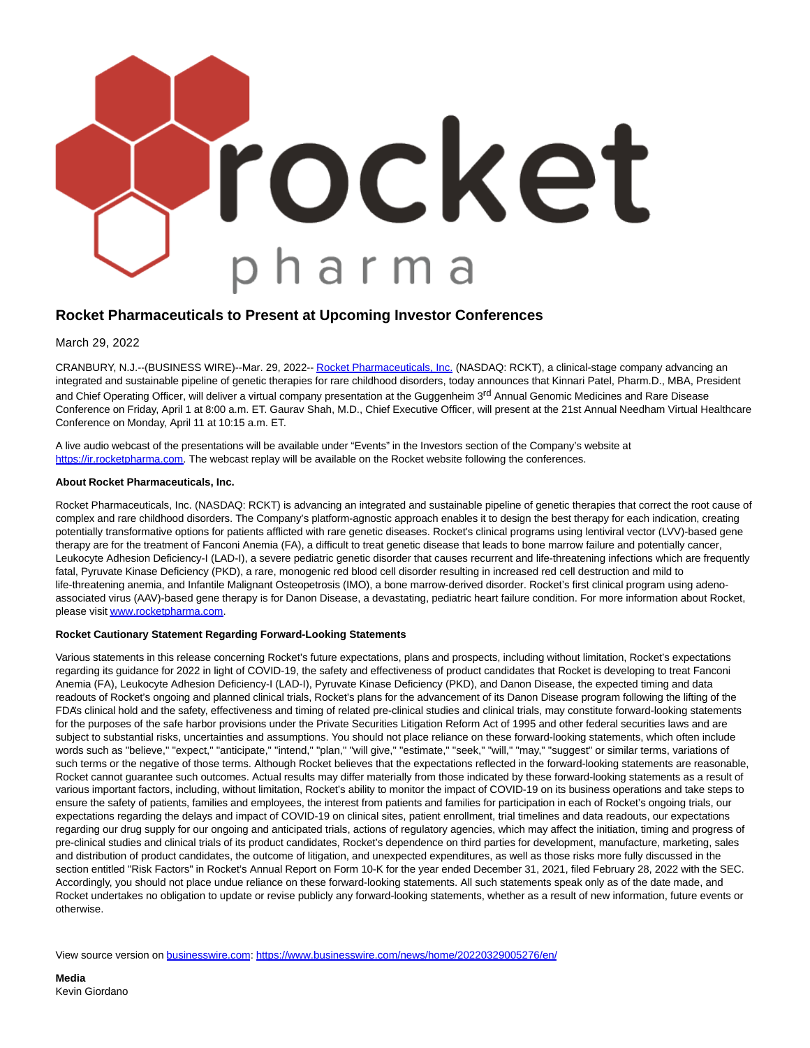# Rocket Pharmaceuticals to Present at Upcoming Investor Conferences

March 29, 2022

CRANBURY, N.J.--(BUSINESS WIRE)--Mar. 29, 2022-- Rocket Pharmaceuticals, Inc. (NASDAQ: RCKT), a clinical-stage company advancing an integrated and sustainable pipeline of genetic therapies for rare childhood disorders, today announces that Kinnari Patel, Pharm.D., MBA, President and Chief Operating Officer, will deliver a virtual company presentation at the Guggenheim 3rd Annual Genomic Medicines and Rare Disease Conference on Friday, April 1 at 8:00 a.m. ET. Gaurav Shah, M.D., Chief Executive Officer, will present at the 21st Annual Needham Virtual Healthcare Conference on Monday, April 11 at 10:15 a.m. ET.

A live audio webcast of the presentations will be available under "Events" in the Investors section of the Company's website at https://ir.rocketpharma.com. The webcast replay will be available on the Rocket website following the conferences.

**About Rocket Pharmaceuticals, Inc.**

Rocket Pharmaceuticals, Inc. (NASDAQ: RCKT) is advancing an integrated and sustainable pipeline of genetic therapies that correct the root cause of complex and rare childhood disorders. The Company's platform-agnostic approach enables it to design the best therapy for each indication, creating potentially transformative options for patients afflicted with rare genetic diseases. Rocket's clinical programs using lentiviral vector (LVV)-based gene therapy are for the treatment of Fanconi Anemia (FA), a difficult to treat genetic disease that leads to bone marrow failure and potentially cancer, Leukocyte Adhesion Deficiency-I (LAD-I), a severe pediatric genetic disorder that causes recurrent and life-threatening infections which are frequently fatal, Pyruvate Kinase Deficiency (PKD), a rare, monogenic red blood cell disorder resulting in increased red cell destruction and mild to life-threatening anemia, and Infantile Malignant Osteopetrosis (IMO), a bone marrow-derived disorder. Rocket's first clinical program using adeno-associated virus (AAV)-based gene therapy is for Danon Disease, a devastating, pediatric heart failure condition. For more information about Rocket, please visit www.rocketpharma.com.

**Rocket Cautionary Statement Regarding Forward-Looking Statements**

Various statements in this release concerning Rocket's future expectations, plans and prospects, including without limitation, Rocket's expectations regarding its guidance for 2022 in light of COVID-19, the safety and effectiveness of product candidates that Rocket is developing to treat Fanconi Anemia (FA), Leukocyte Adhesion Deficiency-I (LAD-I), Pyruvate Kinase Deficiency (PKD), and Danon Disease, the expected timing and data readouts of Rocket's ongoing and planned clinical trials, Rocket's plans for the advancement of its Danon Disease program following the lifting of the FDA's clinical hold and the safety, effectiveness and timing of related pre-clinical studies and clinical trials, may constitute forward-looking statements for the purposes of the safe harbor provisions under the Private Securities Litigation Reform Act of 1995 and other federal securities laws and are subject to substantial risks, uncertainties and assumptions. You should not place reliance on these forward-looking statements, which often include words such as "believe," "expect," "anticipate," "intend," "plan," "will give," "estimate," "seek," "will," "may," "suggest" or similar terms, variations of such terms or the negative of those terms. Although Rocket believes that the expectations reflected in the forward-looking statements are reasonable, Rocket cannot guarantee such outcomes. Actual results may differ materially from those indicated by these forward-looking statements as a result of various important factors, including, without limitation, Rocket's ability to monitor the impact of COVID-19 on its business operations and take steps to ensure the safety of patients, families and employees, the interest from patients and families for participation in each of Rocket's ongoing trials, our expectations regarding the delays and impact of COVID-19 on clinical sites, patient enrollment, trial timelines and data readouts, our expectations regarding our drug supply for our ongoing and anticipated trials, actions of regulatory agencies, which may affect the initiation, timing and progress of pre-clinical studies and clinical trials of its product candidates, Rocket's dependence on third parties for development, manufacture, marketing, sales and distribution of product candidates, the outcome of litigation, and unexpected expenditures, as well as those risks more fully discussed in the section entitled "Risk Factors" in Rocket's Annual Report on Form 10-K for the year ended December 31, 2021, filed February 28, 2022 with the SEC. Accordingly, you should not place undue reliance on these forward-looking statements. All such statements speak only as of the date made, and Rocket undertakes no obligation to update or revise publicly any forward-looking statements, whether as a result of new information, future events or otherwise.

View source version on businesswire.com: https://www.businesswire.com/news/home/20220329005276/en/

**Media**
Kevin Giordano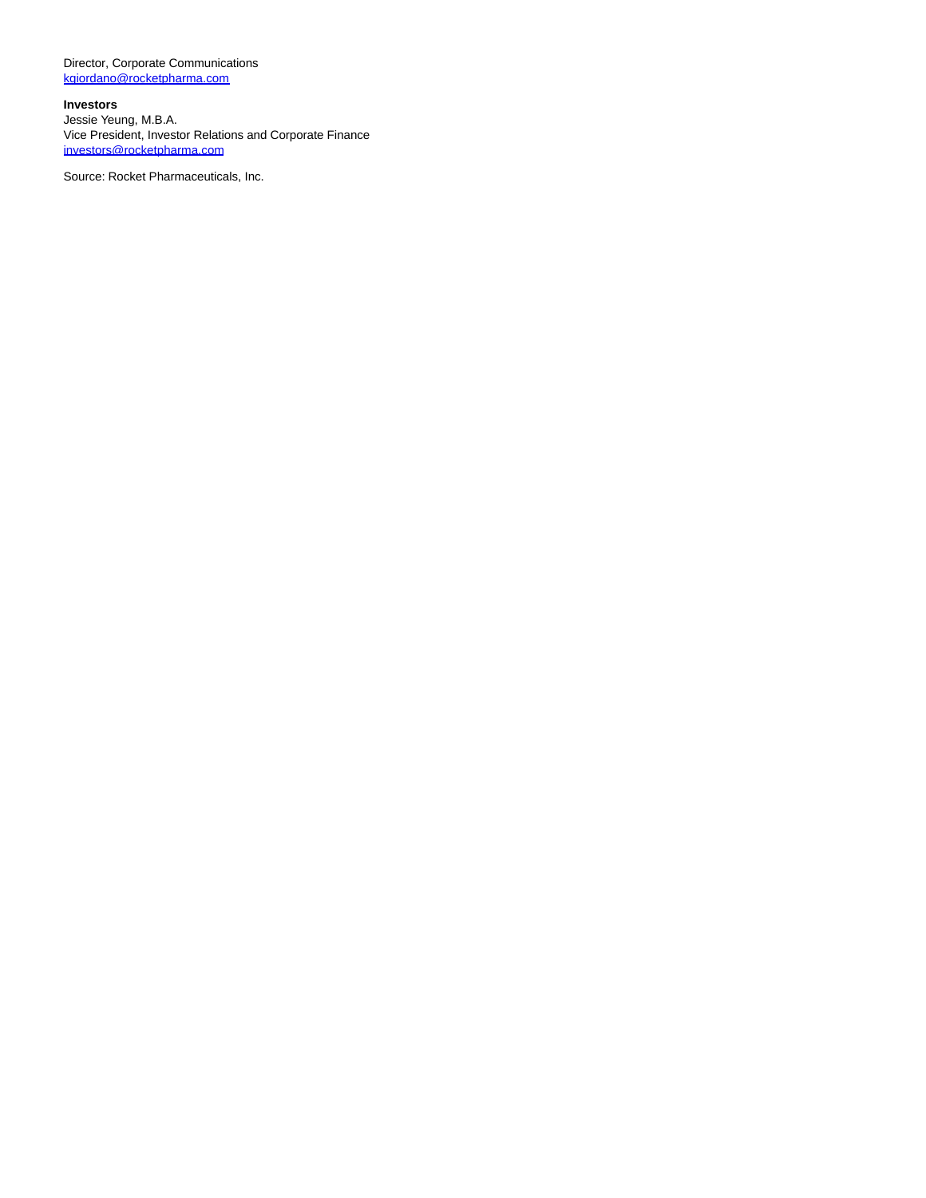Director, Corporate Communications
kgiordano@rocketpharma.com

**Investors**
Jessie Yeung, M.B.A.
Vice President, Investor Relations and Corporate Finance
investors@rocketpharma.com

Source: Rocket Pharmaceuticals, Inc.